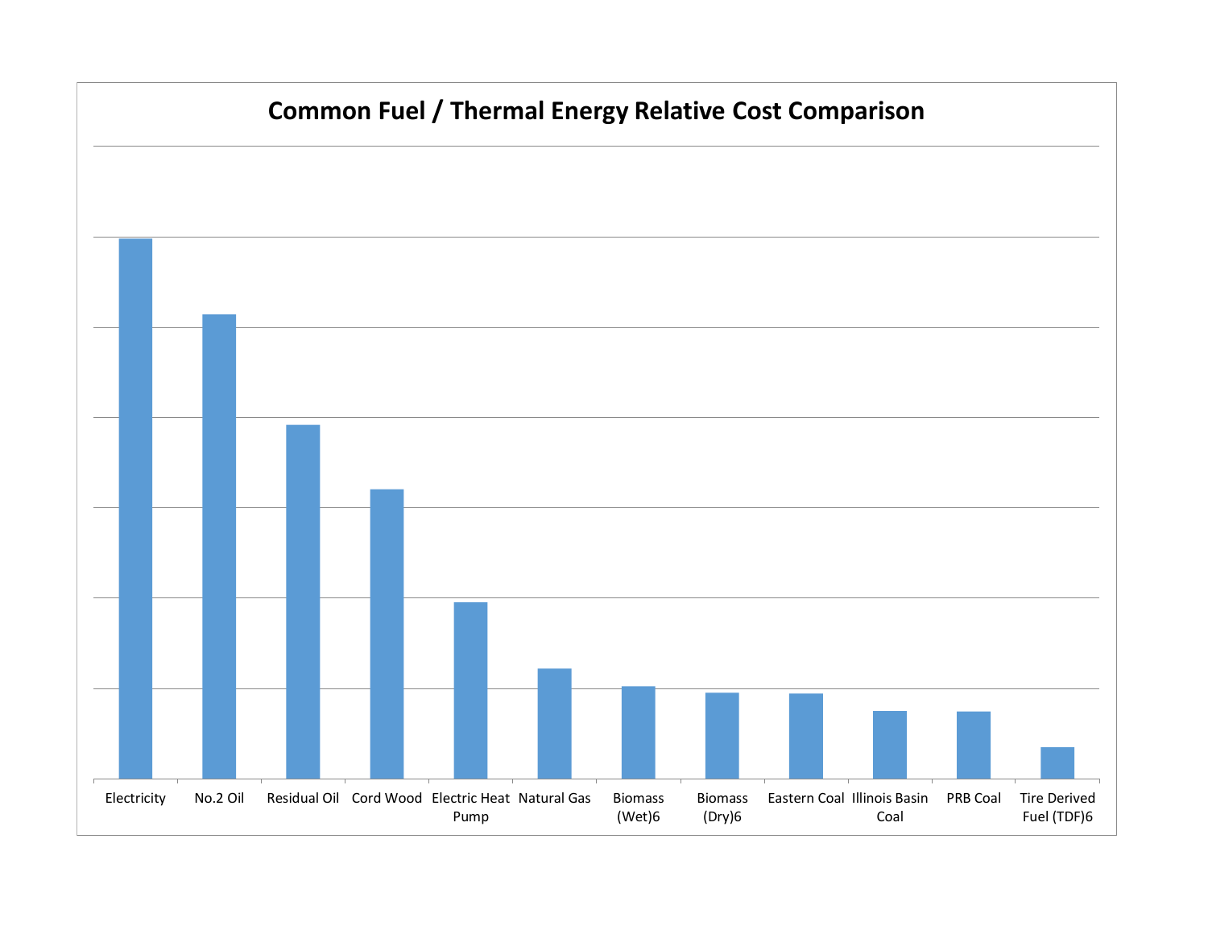# Common Fuel / Thermal Energy Relative Cost Comparison

Electricity | No.2 Oil | Residual Oil | Cord Wood | Electric Heat Pump | Natural Gas | Biomass (Wet)6 | Biomass (Dry)6 | Eastern Coal | Illinois Basin Coal | PRB Coal | Tire Derived Fuel (TDF)6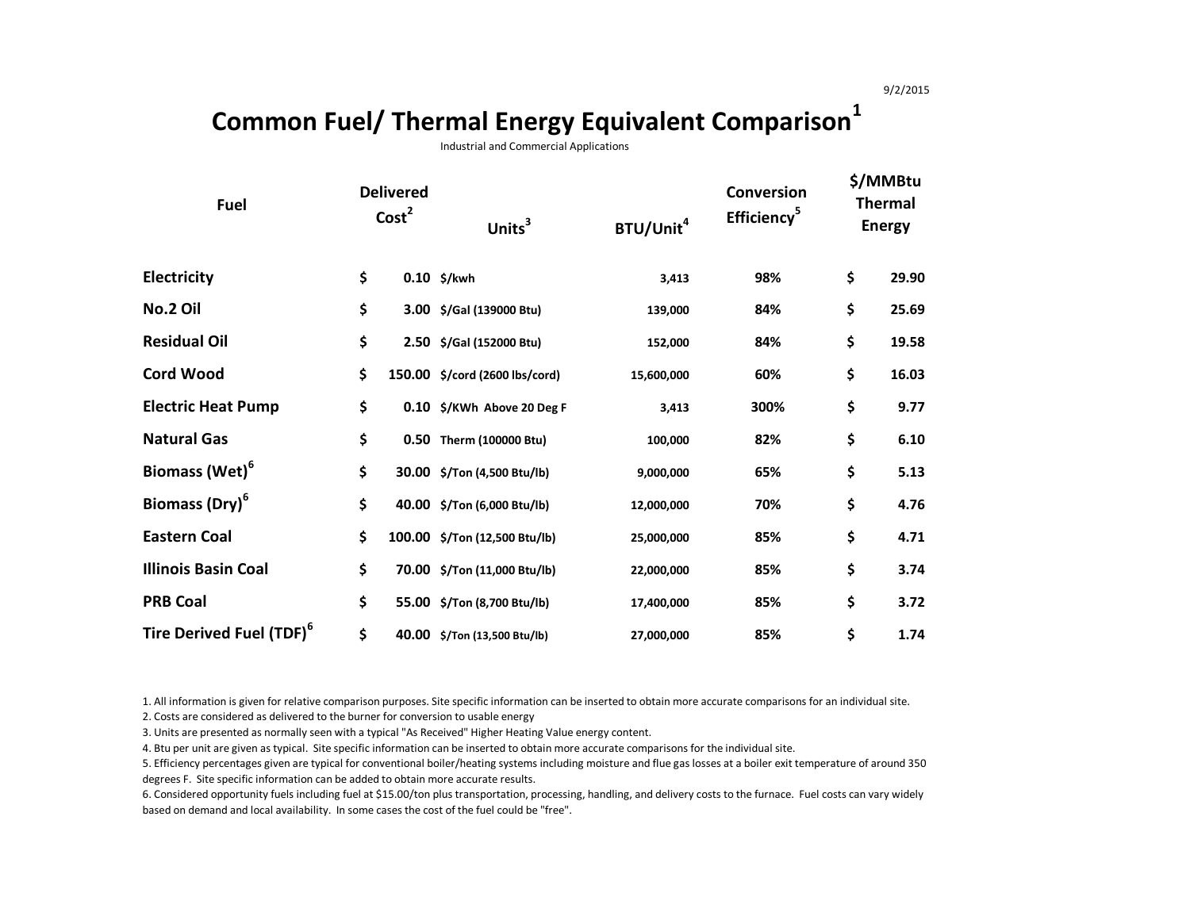9/2/2015

# Common Fuel/ Thermal Energy Equivalent Comparison[1]

Industrial and Commercial Applications

| Fuel | Delivered Cost[2] | Units[3] | BTU/Unit[4] | Conversion Efficiency[5] | $/MMBtu Thermal Energy |
|---|---|---|---|---|---|
| **Electricity** | $ 0.10 | $/kwh | 3,413 | 98% | $ 29.90 |
| **No.2 Oil** | $ 3.00 | $/Gal (139000 Btu) | 139,000 | 84% | $ 25.69 |
| **Residual Oil** | $ 2.50 | $/Gal (152000 Btu) | 152,000 | 84% | $ 19.58 |
| **Cord Wood** | $ 150.00 | $/cord (2600 lbs/cord) | 15,600,000 | 60% | $ 16.03 |
| **Electric Heat Pump** | $ 0.10 | $/KWh Above 20 Deg F | 3,413 | 300% | $ 9.77 |
| **Natural Gas** | $ 0.50 | Therm (100000 Btu) | 100,000 | 82% | $ 6.10 |
| **Biomass (Wet)[6]** | $ 30.00 | $/Ton (4,500 Btu/lb) | 9,000,000 | 65% | $ 5.13 |
| **Biomass (Dry)[6]** | $ 40.00 | $/Ton (6,000 Btu/lb) | 12,000,000 | 70% | $ 4.76 |
| **Eastern Coal** | $ 100.00 | $/Ton (12,500 Btu/lb) | 25,000,000 | 85% | $ 4.71 |
| **Illinois Basin Coal** | $ 70.00 | $/Ton (11,000 Btu/lb) | 22,000,000 | 85% | $ 3.74 |
| **PRB Coal** | $ 55.00 | $/Ton (8,700 Btu/lb) | 17,400,000 | 85% | $ 3.72 |
| **Tire Derived Fuel (TDF)[6]** | $ 40.00 | $/Ton (13,500 Btu/lb) | 27,000,000 | 85% | $ 1.74 |

1. All information is given for relative comparison purposes. Site specific information can be inserted to obtain more accurate comparisons for an individual site.
2. Costs are considered as delivered to the burner for conversion to usable energy
3. Units are presented as normally seen with a typical "As Received" Higher Heating Value energy content.
4. Btu per unit are given as typical. Site specific information can be inserted to obtain more accurate comparisons for the individual site.
5. Efficiency percentages given are typical for conventional boiler/heating systems including moisture and flue gas losses at a boiler exit temperature of around 350 degrees F. Site specific information can be added to obtain more accurate results.
6. Considered opportunity fuels including fuel at $15.00/ton plus transportation, processing, handling, and delivery costs to the furnace. Fuel costs can vary widely based on demand and local availability. In some cases the cost of the fuel could be "free".